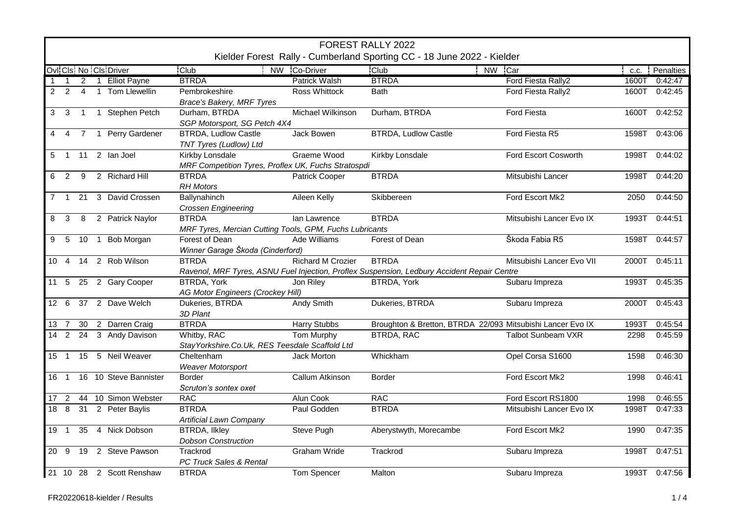# FOREST RALLY 2022

## Kielder Forest Rally - Cumberland Sporting CC - 18 June 2022 - Kielder

| Ovl | Cls | No | Cls | Driver | Club | NW | Co-Driver | Club | NW | Car | c.c. | Penalties |
|---|---|---|---|---|---|---|---|---|---|---|---|---|
| 1 | 1 | 2 | 1 | Elliot Payne | BTRDA | | Patrick Walsh | BTRDA | | Ford Fiesta Rally2 | 1600T | 0:42:47 |
| 2 | 2 | 4 | 1 | Tom Llewellin | Pembrokeshire | | Ross Whittock | Bath | | Ford Fiesta Rally2 | 1600T | 0:42:45 |
| | | | | | *Brace's Bakery, MRF Tyres* | | | | | | | |
| 3 | 3 | 1 | 1 | Stephen Petch | Durham, BTRDA | | Michael Wilkinson | Durham, BTRDA | | Ford Fiesta | 1600T | 0:42:52 |
| | | | | | *SGP Motorsport, SG Petch 4X4* | | | | | | | |
| 4 | 4 | 7 | 1 | Perry Gardener | BTRDA, Ludlow Castle | | Jack Bowen | BTRDA, Ludlow Castle | | Ford Fiesta R5 | 1598T | 0:43:06 |
| | | | | | *TNT Tyres (Ludlow) Ltd* | | | | | | | |
| 5 | 1 | 11 | 2 | Ian Joel | Kirkby Lonsdale | | Graeme Wood | Kirkby Lonsdale | | Ford Escort Cosworth | 1998T | 0:44:02 |
| | | | | | *MRF Competition Tyres, Proflex UK, Fuchs Stratospdi* | | | | | | | |
| 6 | 2 | 9 | 2 | Richard Hill | BTRDA | | Patrick Cooper | BTRDA | | Mitsubishi Lancer | 1998T | 0:44:20 |
| | | | | | *RH Motors* | | | | | | | |
| 7 | 1 | 21 | 3 | David Crossen | Ballynahinch | | Aileen Kelly | Skibbereen | | Ford Escort Mk2 | 2050 | 0:44:50 |
| | | | | | *Crossen Engineering* | | | | | | | |
| 8 | 3 | 8 | 2 | Patrick Naylor | BTRDA | | Ian Lawrence | BTRDA | | Mitsubishi Lancer Evo IX | 1993T | 0:44:51 |
| | | | | | *MRF Tyres, Mercian Cutting Tools, GPM, Fuchs Lubricants* | | | | | | | |
| 9 | 5 | 10 | 1 | Bob Morgan | Forest of Dean | | Ade Williams | Forest of Dean | | Škoda Fabia R5 | 1598T | 0:44:57 |
| | | | | | *Winner Garage Škoda (Cinderford)* | | | | | | | |
| 10 | 4 | 14 | 2 | Rob Wilson | BTRDA | | Richard M Crozier | BTRDA | | Mitsubishi Lancer Evo VII | 2000T | 0:45:11 |
| | | | | | *Ravenol, MRF Tyres, ASNU Fuel Injection, Proflex Suspension, Ledbury Accident Repair Centre* | | | | | | | |
| 11 | 5 | 25 | 2 | Gary Cooper | BTRDA, York | | Jon Riley | BTRDA, York | | Subaru Impreza | 1993T | 0:45:35 |
| | | | | | *AG Motor Engineers (Crockey Hill)* | | | | | | | |
| 12 | 6 | 37 | 2 | Dave Welch | Dukeries, BTRDA | | Andy Smith | Dukeries, BTRDA | | Subaru Impreza | 2000T | 0:45:43 |
| | | | | | *3D Plant* | | | | | | | |
| 13 | 7 | 30 | 2 | Darren Craig | BTRDA | | Harry Stubbs | Broughton & Bretton, BTRDA | 22/093 | Mitsubishi Lancer Evo IX | 1993T | 0:45:54 |
| 14 | 2 | 24 | 3 | Andy Davison | Whitby, RAC | | Tom Murphy | BTRDA, RAC | | Talbot Sunbeam VXR | 2298 | 0:45:59 |
| | | | | | *StayYorkshire.Co.Uk, RES Teesdale Scaffold Ltd* | | | | | | | |
| 15 | 1 | 15 | 5 | Neil Weaver | Cheltenham | | Jack Morton | Whickham | | Opel Corsa S1600 | 1598 | 0:46:30 |
| | | | | | *Weaver Motorsport* | | | | | | | |
| 16 | 1 | 16 | 10 | Steve Bannister | Border | | Callum Atkinson | Border | | Ford Escort Mk2 | 1998 | 0:46:41 |
| | | | | | *Scruton's sontex oxet* | | | | | | | |
| 17 | 2 | 44 | 10 | Simon Webster | RAC | | Alun Cook | RAC | | Ford Escort RS1800 | 1998 | 0:46:55 |
| 18 | 8 | 31 | 2 | Peter Baylis | BTRDA | | Paul Godden | BTRDA | | Mitsubishi Lancer Evo IX | 1998T | 0:47:33 |
| | | | | | *Artificial Lawn Company* | | | | | | | |
| 19 | 1 | 35 | 4 | Nick Dobson | BTRDA, Ilkley | | Steve Pugh | Aberystwyth, Morecambe | | Ford Escort Mk2 | 1990 | 0:47:35 |
| | | | | | *Dobson Construction* | | | | | | | |
| 20 | 9 | 19 | 2 | Steve Pawson | Trackrod | | Graham Wride | Trackrod | | Subaru Impreza | 1998T | 0:47:51 |
| | | | | | *PC Truck Sales & Rental* | | | | | | | |
| 21 | 10 | 28 | 2 | Scott Renshaw | BTRDA | | Tom Spencer | Malton | | Subaru Impreza | 1993T | 0:47:56 |

FR20220618-kielder / Results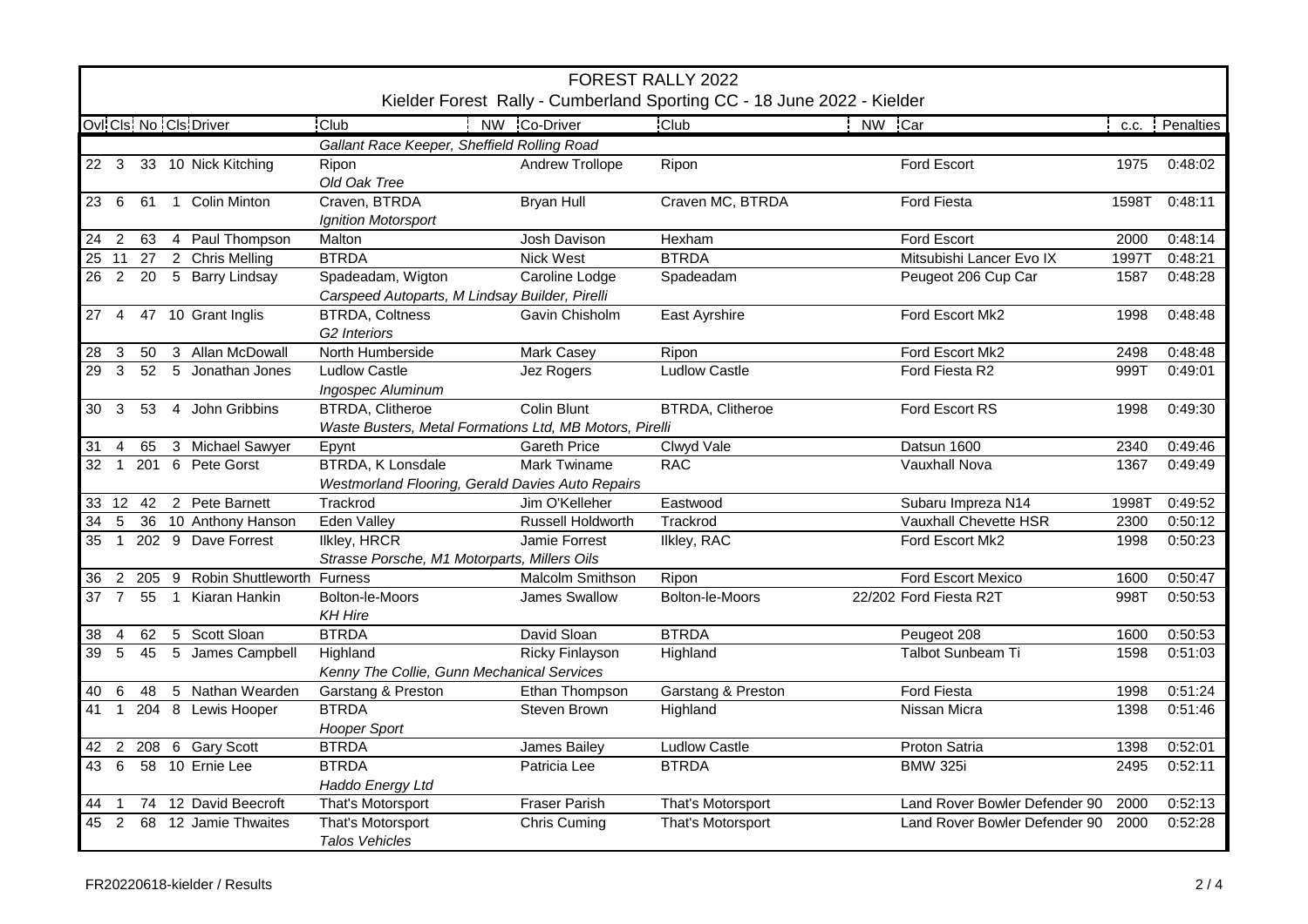# FOREST RALLY 2022

## Kielder Forest Rally - Cumberland Sporting CC - 18 June 2022 - Kielder

| Ovl | Cls | No | Cls | Driver | Club | NW | Co-Driver | Club | NW | Car | c.c. | Penalties |
|---|---|---|---|---|---|---|---|---|---|---|---|---|
| | | | | | *Gallant Race Keeper, Sheffield Rolling Road* | | | | | | | |
| 22 | 3 | 33 | 10 | Nick Kitching | Ripon | | Andrew Trollope | Ripon | | Ford Escort | 1975 | 0:48:02 |
| | | | | | *Old Oak Tree* | | | | | | | |
| 23 | 6 | 61 | 1 | Colin Minton | Craven, BTRDA | | Bryan Hull | Craven MC, BTRDA | | Ford Fiesta | 1598T | 0:48:11 |
| | | | | | *Ignition Motorsport* | | | | | | | |
| 24 | 2 | 63 | 4 | Paul Thompson | Malton | | Josh Davison | Hexham | | Ford Escort | 2000 | 0:48:14 |
| 25 | 11 | 27 | 2 | Chris Melling | BTRDA | | Nick West | BTRDA | | Mitsubishi Lancer Evo IX | 1997T | 0:48:21 |
| 26 | 2 | 20 | 5 | Barry Lindsay | Spadeadam, Wigton | | Caroline Lodge | Spadeadam | | Peugeot 206 Cup Car | 1587 | 0:48:28 |
| | | | | | *Carspeed Autoparts, M Lindsay Builder, Pirelli* | | | | | | | |
| 27 | 4 | 47 | 10 | Grant Inglis | BTRDA, Coltness | | Gavin Chisholm | East Ayrshire | | Ford Escort Mk2 | 1998 | 0:48:48 |
| | | | | | *G2 Interiors* | | | | | | | |
| 28 | 3 | 50 | 3 | Allan McDowall | North Humberside | | Mark Casey | Ripon | | Ford Escort Mk2 | 2498 | 0:48:48 |
| 29 | 3 | 52 | 5 | Jonathan Jones | Ludlow Castle | | Jez Rogers | Ludlow Castle | | Ford Fiesta R2 | 999T | 0:49:01 |
| | | | | | *Ingospec Aluminum* | | | | | | | |
| 30 | 3 | 53 | 4 | John Gribbins | BTRDA, Clitheroe | | Colin Blunt | BTRDA, Clitheroe | | Ford Escort RS | 1998 | 0:49:30 |
| | | | | | *Waste Busters, Metal Formations Ltd, MB Motors, Pirelli* | | | | | | | |
| 31 | 4 | 65 | 3 | Michael Sawyer | Epynt | | Gareth Price | Clwyd Vale | | Datsun 1600 | 2340 | 0:49:46 |
| 32 | 1 | 201 | 6 | Pete Gorst | BTRDA, K Lonsdale | | Mark Twiname | RAC | | Vauxhall Nova | 1367 | 0:49:49 |
| | | | | | *Westmorland Flooring, Gerald Davies Auto Repairs* | | | | | | | |
| 33 | 12 | 42 | 2 | Pete Barnett | Trackrod | | Jim O'Kelleher | Eastwood | | Subaru Impreza N14 | 1998T | 0:49:52 |
| 34 | 5 | 36 | 10 | Anthony Hanson | Eden Valley | | Russell Holdworth | Trackrod | | Vauxhall Chevette HSR | 2300 | 0:50:12 |
| 35 | 1 | 202 | 9 | Dave Forrest | Ilkley, HRCR | | Jamie Forrest | Ilkley, RAC | | Ford Escort Mk2 | 1998 | 0:50:23 |
| | | | | | *Strasse Porsche, M1 Motorparts, Millers Oils* | | | | | | | |
| 36 | 2 | 205 | 9 | Robin Shuttleworth | Furness | | Malcolm Smithson | Ripon | | Ford Escort Mexico | 1600 | 0:50:47 |
| 37 | 7 | 55 | 1 | Kiaran Hankin | Bolton-le-Moors | | James Swallow | Bolton-le-Moors | 22/202 | Ford Fiesta R2T | 998T | 0:50:53 |
| | | | | | *KH Hire* | | | | | | | |
| 38 | 4 | 62 | 5 | Scott Sloan | BTRDA | | David Sloan | BTRDA | | Peugeot 208 | 1600 | 0:50:53 |
| 39 | 5 | 45 | 5 | James Campbell | Highland | | Ricky Finlayson | Highland | | Talbot Sunbeam Ti | 1598 | 0:51:03 |
| | | | | | *Kenny The Collie, Gunn Mechanical Services* | | | | | | | |
| 40 | 6 | 48 | 5 | Nathan Wearden | Garstang & Preston | | Ethan Thompson | Garstang & Preston | | Ford Fiesta | 1998 | 0:51:24 |
| 41 | 1 | 204 | 8 | Lewis Hooper | BTRDA | | Steven Brown | Highland | | Nissan Micra | 1398 | 0:51:46 |
| | | | | | *Hooper Sport* | | | | | | | |
| 42 | 2 | 208 | 6 | Gary Scott | BTRDA | | James Bailey | Ludlow Castle | | Proton Satria | 1398 | 0:52:01 |
| 43 | 6 | 58 | 10 | Ernie Lee | BTRDA | | Patricia Lee | BTRDA | | BMW 325i | 2495 | 0:52:11 |
| | | | | | *Haddo Energy Ltd* | | | | | | | |
| 44 | 1 | 74 | 12 | David Beecroft | That's Motorsport | | Fraser Parish | That's Motorsport | | Land Rover Bowler Defender 90 | 2000 | 0:52:13 |
| 45 | 2 | 68 | 12 | Jamie Thwaites | That's Motorsport | | Chris Cuming | That's Motorsport | | Land Rover Bowler Defender 90 | 2000 | 0:52:28 |
| | | | | | *Talos Vehicles* | | | | | | | |

FR20220618-kielder / Results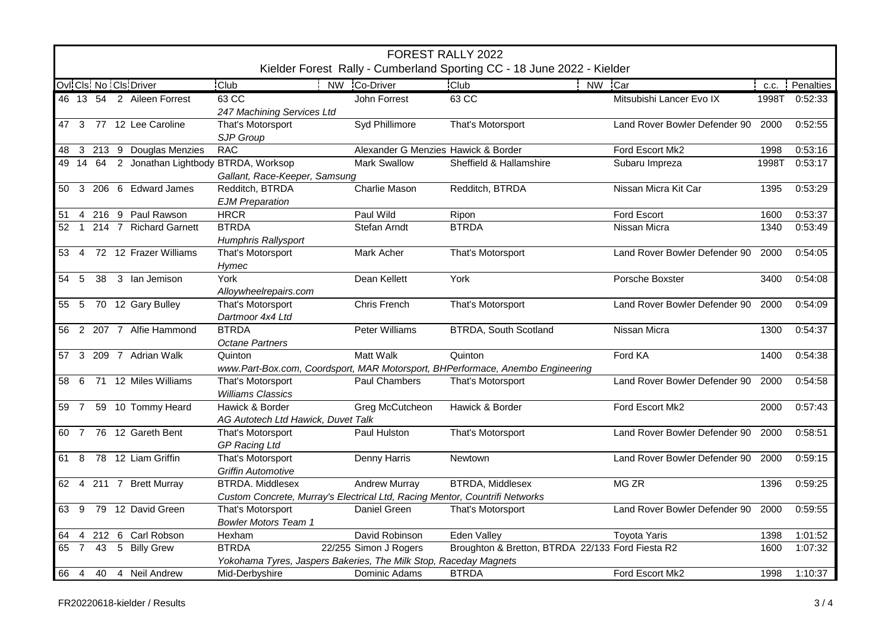# FOREST RALLY 2022

## Kielder Forest Rally - Cumberland Sporting CC - 18 June 2022 - Kielder

| Ovl | Cls | No | Cls | Driver | Club | NW | Co-Driver | Club | NW | Car | c.c. | Penalties |
|---|---|---|---|---|---|---|---|---|---|---|---|---|
| 46 | 13 | 54 | 2 | Aileen Forrest | 63 CC | | John Forrest | 63 CC | | Mitsubishi Lancer Evo IX | 1998T | 0:52:33 |
| | | | | | *247 Machining Services Ltd* | | | | | | | |
| 47 | 3 | 77 | 12 | Lee Caroline | That's Motorsport | | Syd Phillimore | That's Motorsport | | Land Rover Bowler Defender 90 | 2000 | 0:52:55 |
| | | | | | *SJP Group* | | | | | | | |
| 48 | 3 | 213 | 9 | Douglas Menzies | RAC | | Alexander G Menzies | Hawick & Border | | Ford Escort Mk2 | 1998 | 0:53:16 |
| 49 | 14 | 64 | 2 | Jonathan Lightbody | BTRDA, Worksop | | Mark Swallow | Sheffield & Hallamshire | | Subaru Impreza | 1998T | 0:53:17 |
| | | | | | *Gallant, Race-Keeper, Samsung* | | | | | | | |
| 50 | 3 | 206 | 6 | Edward James | Redditch, BTRDA | | Charlie Mason | Redditch, BTRDA | | Nissan Micra Kit Car | 1395 | 0:53:29 |
| | | | | | *EJM Preparation* | | | | | | | |
| 51 | 4 | 216 | 9 | Paul Rawson | HRCR | | Paul Wild | Ripon | | Ford Escort | 1600 | 0:53:37 |
| 52 | 1 | 214 | 7 | Richard Garnett | BTRDA | | Stefan Arndt | BTRDA | | Nissan Micra | 1340 | 0:53:49 |
| | | | | | *Humphris Rallysport* | | | | | | | |
| 53 | 4 | 72 | 12 | Frazer Williams | That's Motorsport | | Mark Acher | That's Motorsport | | Land Rover Bowler Defender 90 | 2000 | 0:54:05 |
| | | | | | *Hymec* | | | | | | | |
| 54 | 5 | 38 | 3 | Ian Jemison | York | | Dean Kellett | York | | Porsche Boxster | 3400 | 0:54:08 |
| | | | | | *Alloywheelrepairs.com* | | | | | | | |
| 55 | 5 | 70 | 12 | Gary Bulley | That's Motorsport | | Chris French | That's Motorsport | | Land Rover Bowler Defender 90 | 2000 | 0:54:09 |
| | | | | | *Dartmoor 4x4 Ltd* | | | | | | | |
| 56 | 2 | 207 | 7 | Alfie Hammond | BTRDA | | Peter Williams | BTRDA, South Scotland | | Nissan Micra | 1300 | 0:54:37 |
| | | | | | *Octane Partners* | | | | | | | |
| 57 | 3 | 209 | 7 | Adrian Walk | Quinton | | Matt Walk | Quinton | | Ford KA | 1400 | 0:54:38 |
| | | | | | *www.Part-Box.com, Coordsport, MAR Motorsport, BHPerformace, Anembo Engineering* | | | | | | | |
| 58 | 6 | 71 | 12 | Miles Williams | That's Motorsport | | Paul Chambers | That's Motorsport | | Land Rover Bowler Defender 90 | 2000 | 0:54:58 |
| | | | | | *Williams Classics* | | | | | | | |
| 59 | 7 | 59 | 10 | Tommy Heard | Hawick & Border | | Greg McCutcheon | Hawick & Border | | Ford Escort Mk2 | 2000 | 0:57:43 |
| | | | | | *AG Autotech Ltd Hawick, Duvet Talk* | | | | | | | |
| 60 | 7 | 76 | 12 | Gareth Bent | That's Motorsport | | Paul Hulston | That's Motorsport | | Land Rover Bowler Defender 90 | 2000 | 0:58:51 |
| | | | | | *GP Racing Ltd* | | | | | | | |
| 61 | 8 | 78 | 12 | Liam Griffin | That's Motorsport | | Denny Harris | Newtown | | Land Rover Bowler Defender 90 | 2000 | 0:59:15 |
| | | | | | *Griffin Automotive* | | | | | | | |
| 62 | 4 | 211 | 7 | Brett Murray | BTRDA. Middlesex | | Andrew Murray | BTRDA, Middlesex | | MG ZR | 1396 | 0:59:25 |
| | | | | | *Custom Concrete, Murray's Electrical Ltd, Racing Mentor, Countrifi Networks* | | | | | | | |
| 63 | 9 | 79 | 12 | David Green | That's Motorsport | | Daniel Green | That's Motorsport | | Land Rover Bowler Defender 90 | 2000 | 0:59:55 |
| | | | | | *Bowler Motors Team 1* | | | | | | | |
| 64 | 4 | 212 | 6 | Carl Robson | Hexham | | David Robinson | Eden Valley | | Toyota Yaris | 1398 | 1:01:52 |
| 65 | 7 | 43 | 5 | Billy Grew | BTRDA | 22/255 | Simon J Rogers | Broughton & Bretton, BTRDA | 22/133 | Ford Fiesta R2 | 1600 | 1:07:32 |
| | | | | | *Yokohama Tyres, Jaspers Bakeries, The Milk Stop, Raceday Magnets* | | | | | | | |
| 66 | 4 | 40 | 4 | Neil Andrew | Mid-Derbyshire | | Dominic Adams | BTRDA | | Ford Escort Mk2 | 1998 | 1:10:37 |

FR20220618-kielder / Results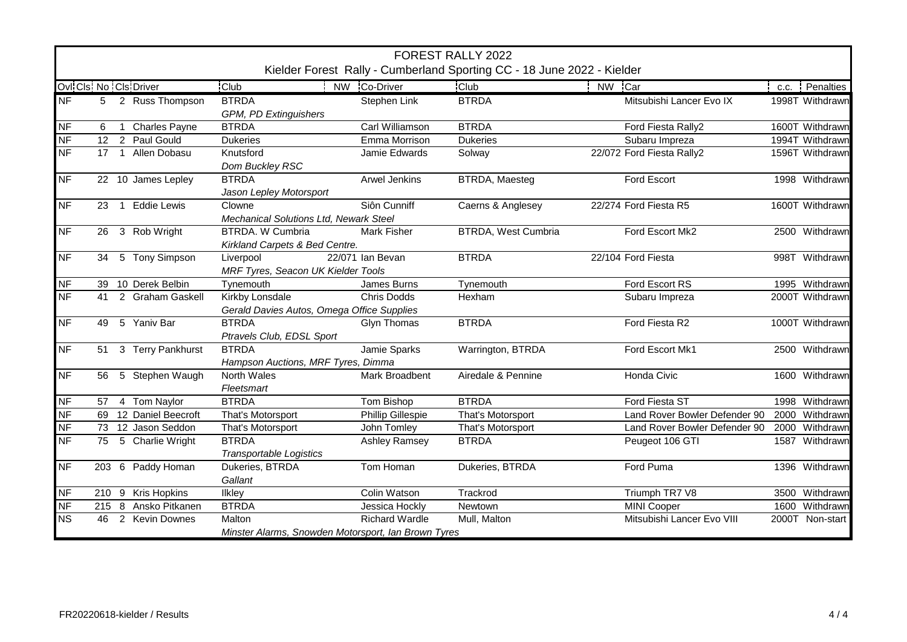# FOREST RALLY 2022

## Kielder Forest Rally - Cumberland Sporting CC - 18 June 2022 - Kielder

| Ovl | Cls | No | Cls | Driver | Club | NW | Co-Driver | Club | NW | Car | c.c. | Penalties |
|---|---|---|---|---|---|---|---|---|---|---|---|---|
| NF | | 5 | 2 | Russ Thompson | BTRDA | | Stephen Link | BTRDA | | Mitsubishi Lancer Evo IX | 1998T | Withdrawn |
| | | | | | *GPM, PD Extinguishers* | | | | | | | |
| NF | | 6 | 1 | Charles Payne | BTRDA | | Carl Williamson | BTRDA | | Ford Fiesta Rally2 | 1600T | Withdrawn |
| NF | | 12 | 2 | Paul Gould | Dukeries | | Emma Morrison | Dukeries | | Subaru Impreza | 1994T | Withdrawn |
| NF | | 17 | 1 | Allen Dobasu | Knutsford | | Jamie Edwards | Solway | 22/072 | Ford Fiesta Rally2 | 1596T | Withdrawn |
| | | | | | *Dom Buckley RSC* | | | | | | | |
| NF | | 22 | 10 | James Lepley | BTRDA | | Arwel Jenkins | BTRDA, Maesteg | | Ford Escort | 1998 | Withdrawn |
| | | | | | *Jason Lepley Motorsport* | | | | | | | |
| NF | | 23 | 1 | Eddie Lewis | Clowne | | Siôn Cunniff | Caerns & Anglesey | 22/274 | Ford Fiesta R5 | 1600T | Withdrawn |
| | | | | | *Mechanical Solutions Ltd, Newark Steel* | | | | | | | |
| NF | | 26 | 3 | Rob Wright | BTRDA. W Cumbria | | Mark Fisher | BTRDA, West Cumbria | | Ford Escort Mk2 | 2500 | Withdrawn |
| | | | | | *Kirkland Carpets & Bed Centre.* | | | | | | | |
| NF | | 34 | 5 | Tony Simpson | Liverpool | 22/071 | Ian Bevan | BTRDA | 22/104 | Ford Fiesta | 998T | Withdrawn |
| | | | | | *MRF Tyres, Seacon UK Kielder Tools* | | | | | | | |
| NF | | 39 | 10 | Derek Belbin | Tynemouth | | James Burns | Tynemouth | | Ford Escort RS | 1995 | Withdrawn |
| NF | | 41 | 2 | Graham Gaskell | Kirkby Lonsdale | | Chris Dodds | Hexham | | Subaru Impreza | 2000T | Withdrawn |
| | | | | | *Gerald Davies Autos, Omega Office Supplies* | | | | | | | |
| NF | | 49 | 5 | Yaniv Bar | BTRDA | | Glyn Thomas | BTRDA | | Ford Fiesta R2 | 1000T | Withdrawn |
| | | | | | *Ptravels Club, EDSL Sport* | | | | | | | |
| NF | | 51 | 3 | Terry Pankhurst | BTRDA | | Jamie Sparks | Warrington, BTRDA | | Ford Escort Mk1 | 2500 | Withdrawn |
| | | | | | *Hampson Auctions, MRF Tyres, Dimma* | | | | | | | |
| NF | | 56 | 5 | Stephen Waugh | North Wales | | Mark Broadbent | Airedale & Pennine | | Honda Civic | 1600 | Withdrawn |
| | | | | | *Fleetsmart* | | | | | | | |
| NF | | 57 | 4 | Tom Naylor | BTRDA | | Tom Bishop | BTRDA | | Ford Fiesta ST | 1998 | Withdrawn |
| NF | | 69 | 12 | Daniel Beecroft | That's Motorsport | | Phillip Gillespie | That's Motorsport | | Land Rover Bowler Defender 90 | 2000 | Withdrawn |
| NF | | 73 | 12 | Jason Seddon | That's Motorsport | | John Tomley | That's Motorsport | | Land Rover Bowler Defender 90 | 2000 | Withdrawn |
| NF | | 75 | 5 | Charlie Wright | BTRDA | | Ashley Ramsey | BTRDA | | Peugeot 106 GTI | 1587 | Withdrawn |
| | | | | | *Transportable Logistics* | | | | | | | |
| NF | | 203 | 6 | Paddy Homan | Dukeries, BTRDA | | Tom Homan | Dukeries, BTRDA | | Ford Puma | 1396 | Withdrawn |
| | | | | | *Gallant* | | | | | | | |
| NF | | 210 | 9 | Kris Hopkins | Ilkley | | Colin Watson | Trackrod | | Triumph TR7 V8 | 3500 | Withdrawn |
| NF | | 215 | 8 | Ansko Pitkanen | BTRDA | | Jessica Hockly | Newtown | | MINI Cooper | 1600 | Withdrawn |
| NS | | 46 | 2 | Kevin Downes | Malton | | Richard Wardle | Mull, Malton | | Mitsubishi Lancer Evo VIII | 2000T | Non-start |
| | | | | | *Minster Alarms, Snowden Motorsport, Ian Brown Tyres* | | | | | | | |